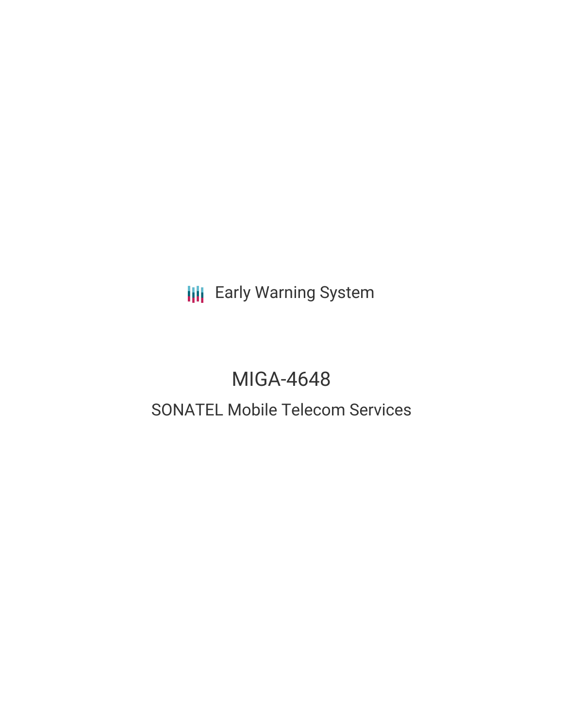Early Warning System

# MIGA-4648

## SONATEL Mobile Telecom Services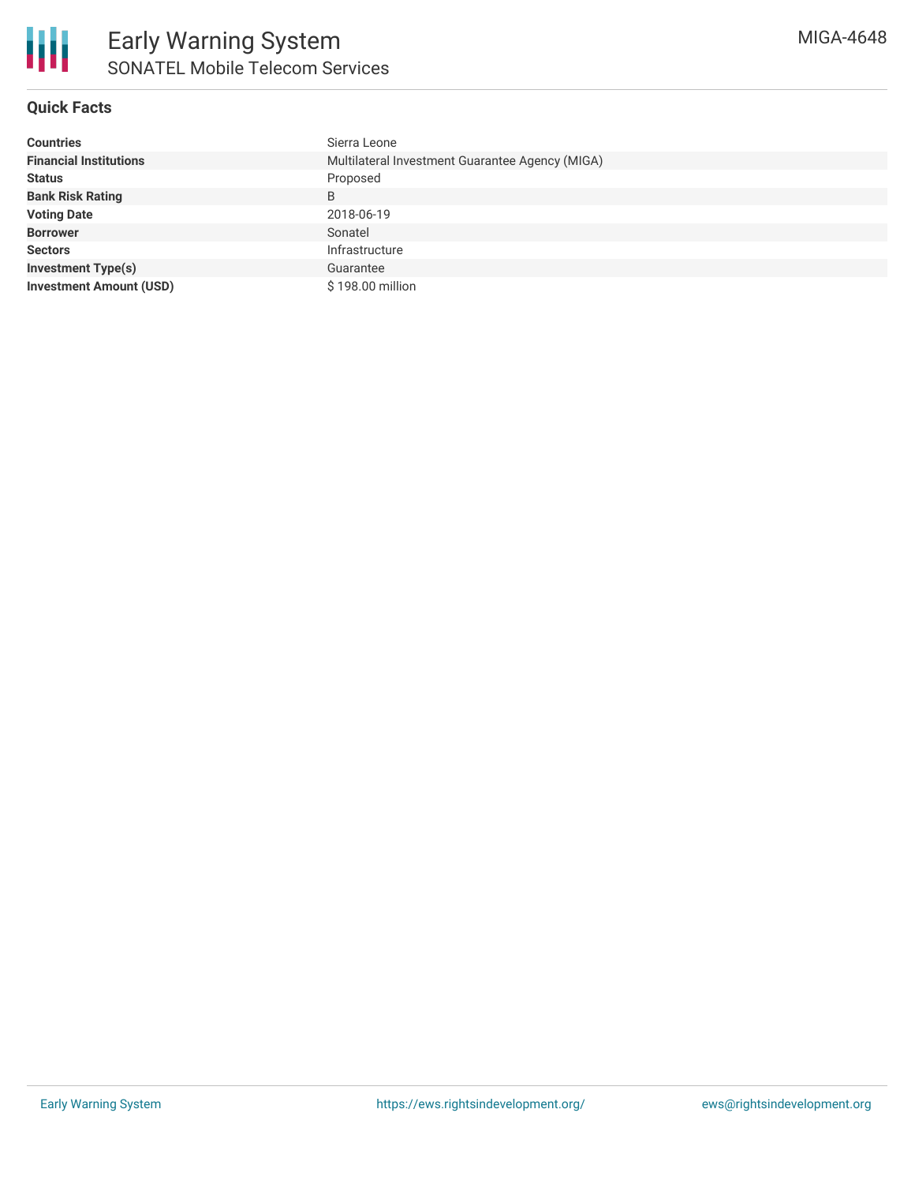# Early Warning System

## SONATEL Mobile Telecom Services

MIGA-4648

### Quick Facts

| | |
|---|---|
| **Countries** | Sierra Leone |
| **Financial Institutions** | Multilateral Investment Guarantee Agency (MIGA) |
| **Status** | Proposed |
| **Bank Risk Rating** | B |
| **Voting Date** | 2018-06-19 |
| **Borrower** | Sonatel |
| **Sectors** | Infrastructure |
| **Investment Type(s)** | Guarantee |
| **Investment Amount (USD)** | $ 198.00 million |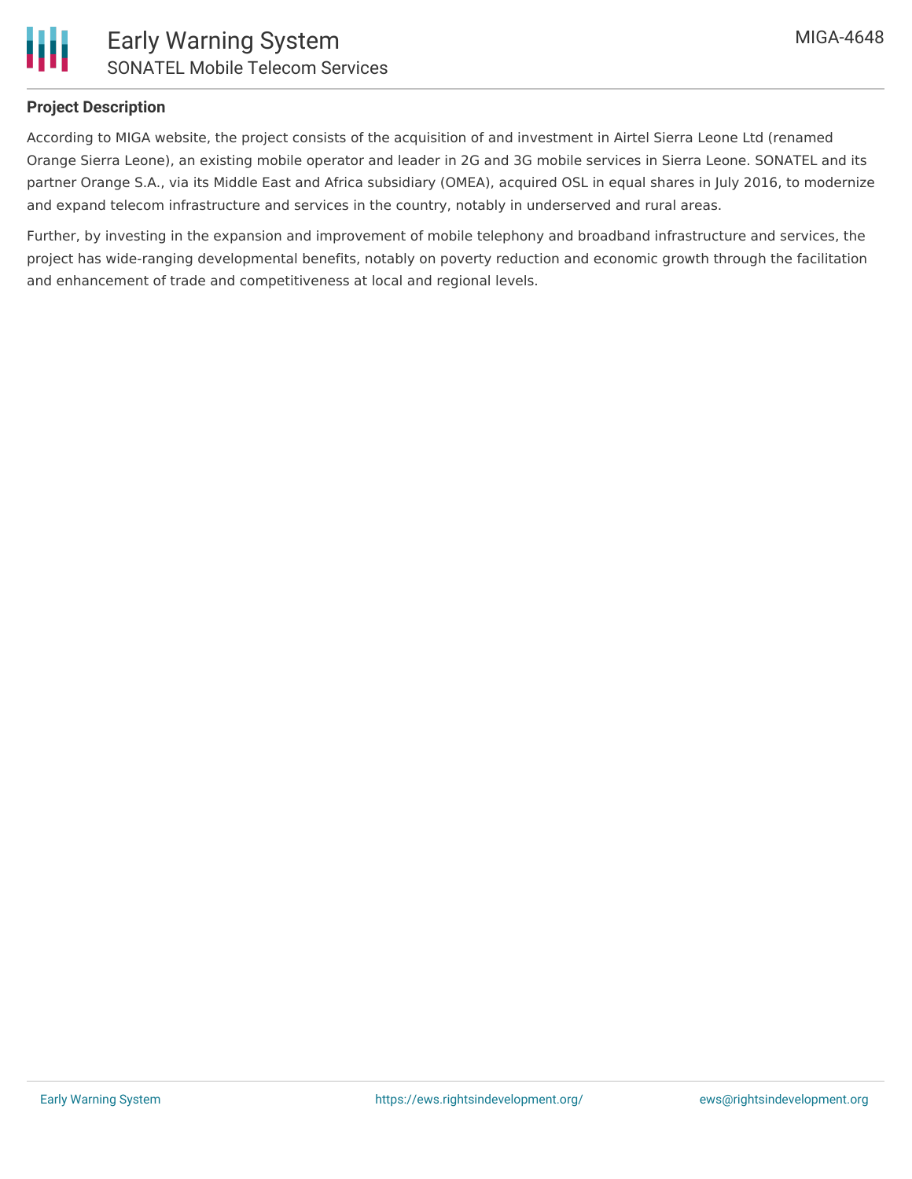### Project Description

According to MIGA website, the project consists of the acquisition of and investment in Airtel Sierra Leone Ltd (renamed Orange Sierra Leone), an existing mobile operator and leader in 2G and 3G mobile services in Sierra Leone. SONATEL and its partner Orange S.A., via its Middle East and Africa subsidiary (OMEA), acquired OSL in equal shares in July 2016, to modernize and expand telecom infrastructure and services in the country, notably in underserved and rural areas.

Further, by investing in the expansion and improvement of mobile telephony and broadband infrastructure and services, the project has wide-ranging developmental benefits, notably on poverty reduction and economic growth through the facilitation and enhancement of trade and competitiveness at local and regional levels.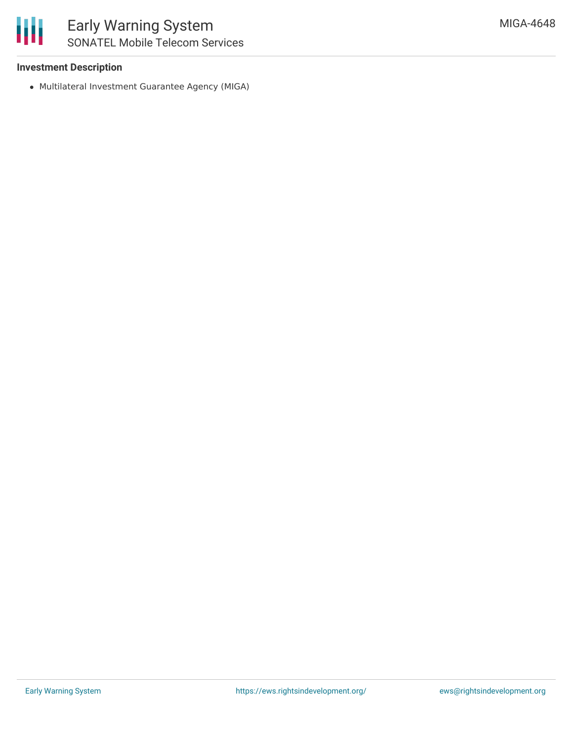### Investment Description

- Multilateral Investment Guarantee Agency (MIGA)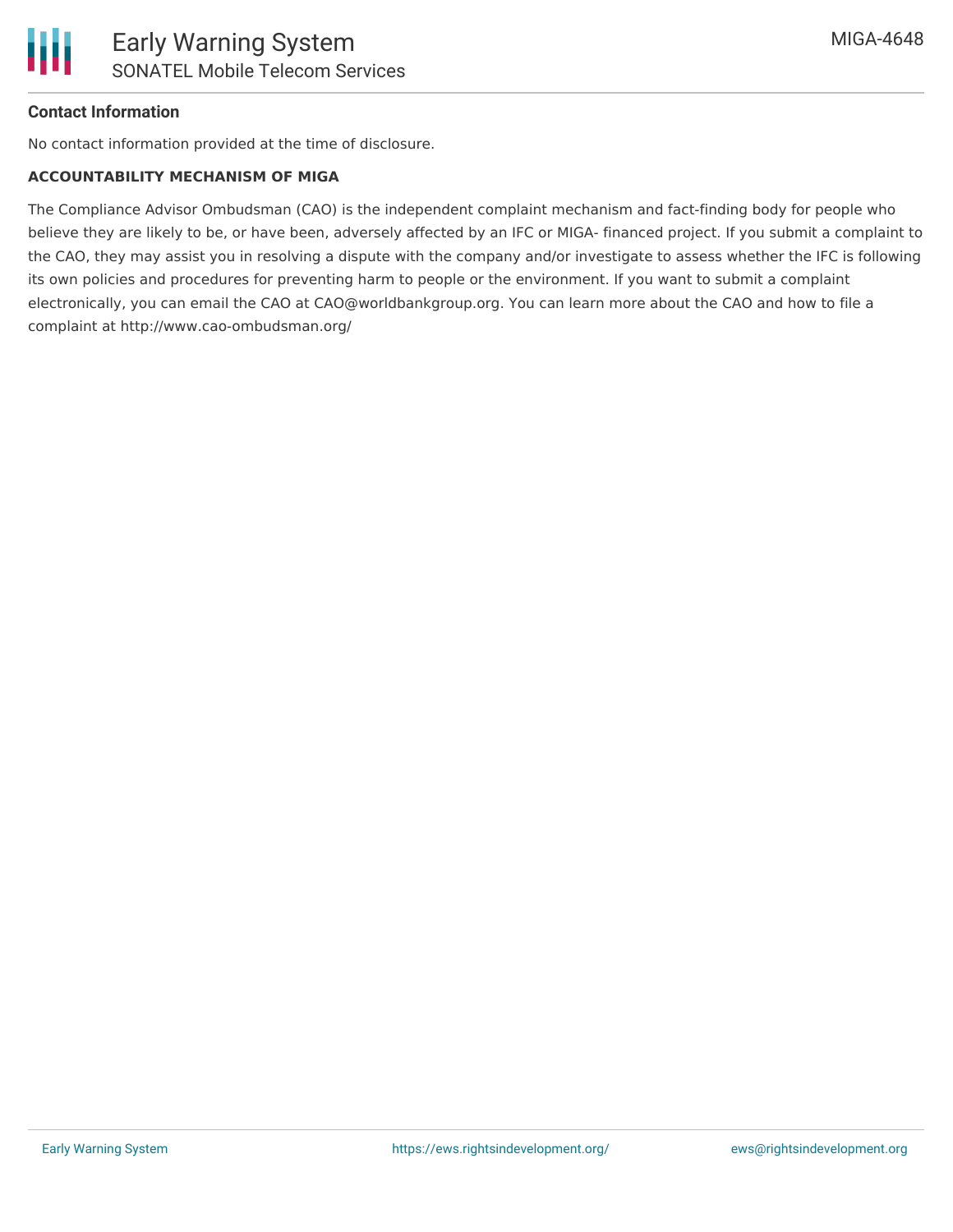#### Contact Information

No contact information provided at the time of disclosure.

**ACCOUNTABILITY MECHANISM OF MIGA**

The Compliance Advisor Ombudsman (CAO) is the independent complaint mechanism and fact-finding body for people who believe they are likely to be, or have been, adversely affected by an IFC or MIGA- financed project. If you submit a complaint to the CAO, they may assist you in resolving a dispute with the company and/or investigate to assess whether the IFC is following its own policies and procedures for preventing harm to people or the environment. If you want to submit a complaint electronically, you can email the CAO at CAO@worldbankgroup.org. You can learn more about the CAO and how to file a complaint at http://www.cao-ombudsman.org/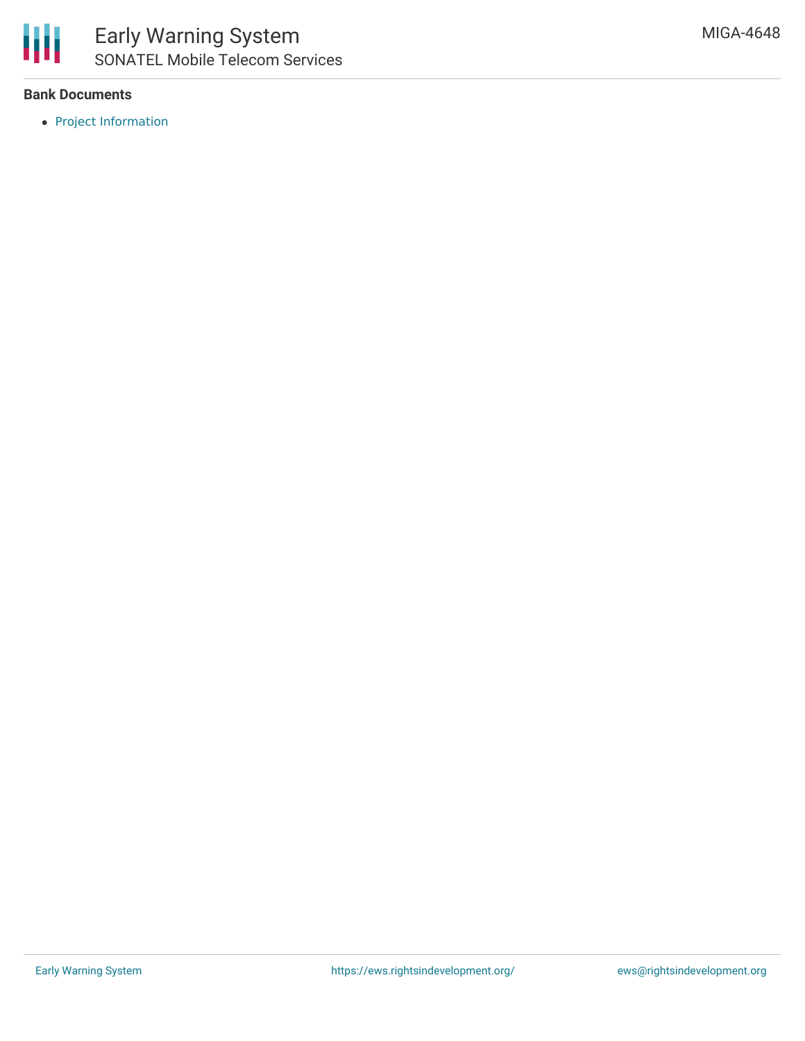**Bank Documents**

- Project Information